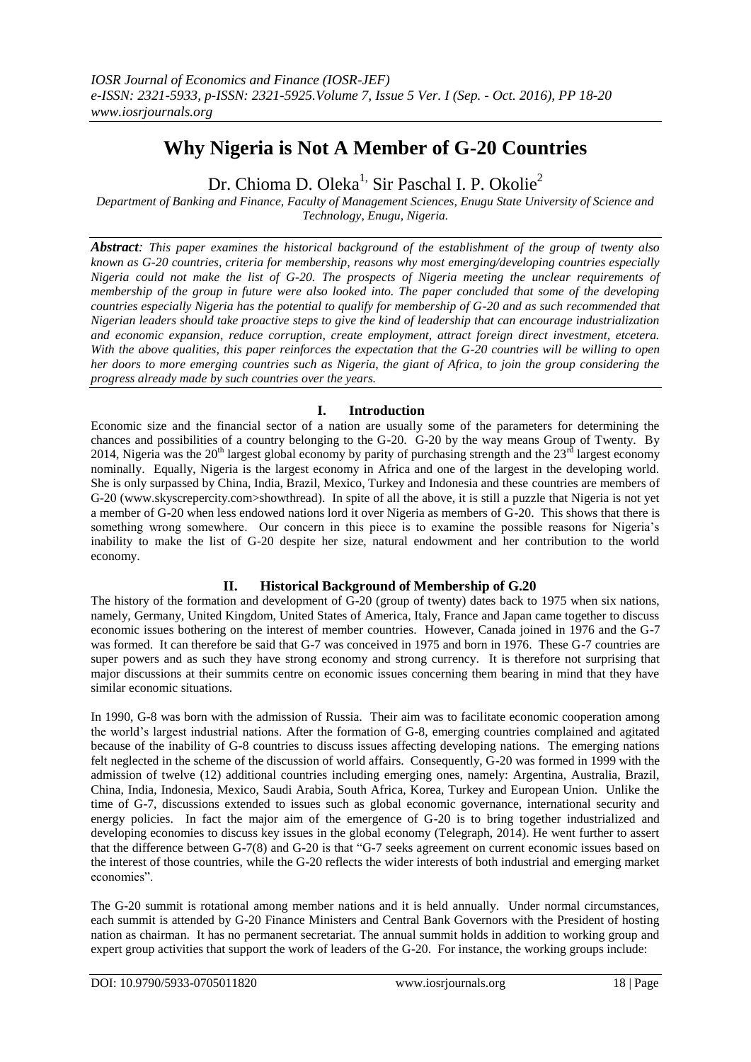# Why Nigeria is Not A Member of G-20 Countries

Dr. Chioma D. Oleka[1,] Sir Paschal I. P. Okolie[2]

*Department of Banking and Finance, Faculty of Management Sciences, Enugu State University of Science and Technology, Enugu, Nigeria.*

***Abstract**: This paper examines the historical background of the establishment of the group of twenty also known as G-20 countries, criteria for membership, reasons why most emerging/developing countries especially Nigeria could not make the list of G-20. The prospects of Nigeria meeting the unclear requirements of membership of the group in future were also looked into. The paper concluded that some of the developing countries especially Nigeria has the potential to qualify for membership of G-20 and as such recommended that Nigerian leaders should take proactive steps to give the kind of leadership that can encourage industrialization and economic expansion, reduce corruption, create employment, attract foreign direct investment, etcetera. With the above qualities, this paper reinforces the expectation that the G-20 countries will be willing to open her doors to more emerging countries such as Nigeria, the giant of Africa, to join the group considering the progress already made by such countries over the years.*

## I. Introduction

Economic size and the financial sector of a nation are usually some of the parameters for determining the chances and possibilities of a country belonging to the G-20. G-20 by the way means Group of Twenty. By 2014, Nigeria was the 20th largest global economy by parity of purchasing strength and the 23rd largest economy nominally. Equally, Nigeria is the largest economy in Africa and one of the largest in the developing world. She is only surpassed by China, India, Brazil, Mexico, Turkey and Indonesia and these countries are members of G-20 (www.skyscrepercity.com>showthread). In spite of all the above, it is still a puzzle that Nigeria is not yet a member of G-20 when less endowed nations lord it over Nigeria as members of G-20. This shows that there is something wrong somewhere. Our concern in this piece is to examine the possible reasons for Nigeria's inability to make the list of G-20 despite her size, natural endowment and her contribution to the world economy.

## II. Historical Background of Membership of G.20

The history of the formation and development of G-20 (group of twenty) dates back to 1975 when six nations, namely, Germany, United Kingdom, United States of America, Italy, France and Japan came together to discuss economic issues bothering on the interest of member countries. However, Canada joined in 1976 and the G-7 was formed. It can therefore be said that G-7 was conceived in 1975 and born in 1976. These G-7 countries are super powers and as such they have strong economy and strong currency. It is therefore not surprising that major discussions at their summits centre on economic issues concerning them bearing in mind that they have similar economic situations.

In 1990, G-8 was born with the admission of Russia. Their aim was to facilitate economic cooperation among the world's largest industrial nations. After the formation of G-8, emerging countries complained and agitated because of the inability of G-8 countries to discuss issues affecting developing nations. The emerging nations felt neglected in the scheme of the discussion of world affairs. Consequently, G-20 was formed in 1999 with the admission of twelve (12) additional countries including emerging ones, namely: Argentina, Australia, Brazil, China, India, Indonesia, Mexico, Saudi Arabia, South Africa, Korea, Turkey and European Union. Unlike the time of G-7, discussions extended to issues such as global economic governance, international security and energy policies. In fact the major aim of the emergence of G-20 is to bring together industrialized and developing economies to discuss key issues in the global economy (Telegraph, 2014). He went further to assert that the difference between G-7(8) and G-20 is that "G-7 seeks agreement on current economic issues based on the interest of those countries, while the G-20 reflects the wider interests of both industrial and emerging market economies".

The G-20 summit is rotational among member nations and it is held annually. Under normal circumstances, each summit is attended by G-20 Finance Ministers and Central Bank Governors with the President of hosting nation as chairman. It has no permanent secretariat. The annual summit holds in addition to working group and expert group activities that support the work of leaders of the G-20. For instance, the working groups include: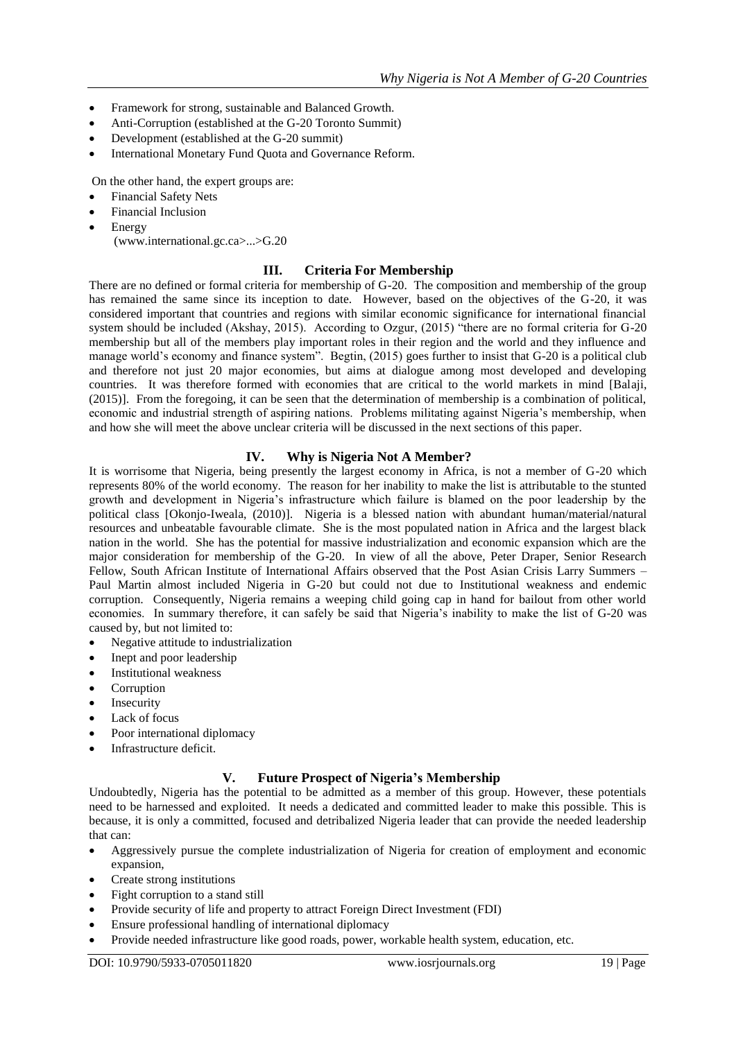- Framework for strong, sustainable and Balanced Growth.
- Anti-Corruption (established at the G-20 Toronto Summit)
- Development (established at the G-20 summit)
- International Monetary Fund Quota and Governance Reform.

On the other hand, the expert groups are:

- Financial Safety Nets
- Financial Inclusion
- Energy
  (www.international.gc.ca>...>G.20

## III. Criteria For Membership

There are no defined or formal criteria for membership of G-20. The composition and membership of the group has remained the same since its inception to date. However, based on the objectives of the G-20, it was considered important that countries and regions with similar economic significance for international financial system should be included (Akshay, 2015). According to Ozgur, (2015) "there are no formal criteria for G-20 membership but all of the members play important roles in their region and the world and they influence and manage world's economy and finance system". Begtin, (2015) goes further to insist that G-20 is a political club and therefore not just 20 major economies, but aims at dialogue among most developed and developing countries. It was therefore formed with economies that are critical to the world markets in mind [Balaji, (2015)]. From the foregoing, it can be seen that the determination of membership is a combination of political, economic and industrial strength of aspiring nations. Problems militating against Nigeria's membership, when and how she will meet the above unclear criteria will be discussed in the next sections of this paper.

## IV. Why is Nigeria Not A Member?

It is worrisome that Nigeria, being presently the largest economy in Africa, is not a member of G-20 which represents 80% of the world economy. The reason for her inability to make the list is attributable to the stunted growth and development in Nigeria's infrastructure which failure is blamed on the poor leadership by the political class [Okonjo-Iweala, (2010)]. Nigeria is a blessed nation with abundant human/material/natural resources and unbeatable favourable climate. She is the most populated nation in Africa and the largest black nation in the world. She has the potential for massive industrialization and economic expansion which are the major consideration for membership of the G-20. In view of all the above, Peter Draper, Senior Research Fellow, South African Institute of International Affairs observed that the Post Asian Crisis Larry Summers – Paul Martin almost included Nigeria in G-20 but could not due to Institutional weakness and endemic corruption. Consequently, Nigeria remains a weeping child going cap in hand for bailout from other world economies. In summary therefore, it can safely be said that Nigeria's inability to make the list of G-20 was caused by, but not limited to:

- Negative attitude to industrialization
- Inept and poor leadership
- Institutional weakness
- Corruption
- Insecurity
- Lack of focus
- Poor international diplomacy
- Infrastructure deficit.

## V. Future Prospect of Nigeria's Membership

Undoubtedly, Nigeria has the potential to be admitted as a member of this group. However, these potentials need to be harnessed and exploited. It needs a dedicated and committed leader to make this possible. This is because, it is only a committed, focused and detribalized Nigeria leader that can provide the needed leadership that can:

- Aggressively pursue the complete industrialization of Nigeria for creation of employment and economic expansion,
- Create strong institutions
- Fight corruption to a stand still
- Provide security of life and property to attract Foreign Direct Investment (FDI)
- Ensure professional handling of international diplomacy
- Provide needed infrastructure like good roads, power, workable health system, education, etc.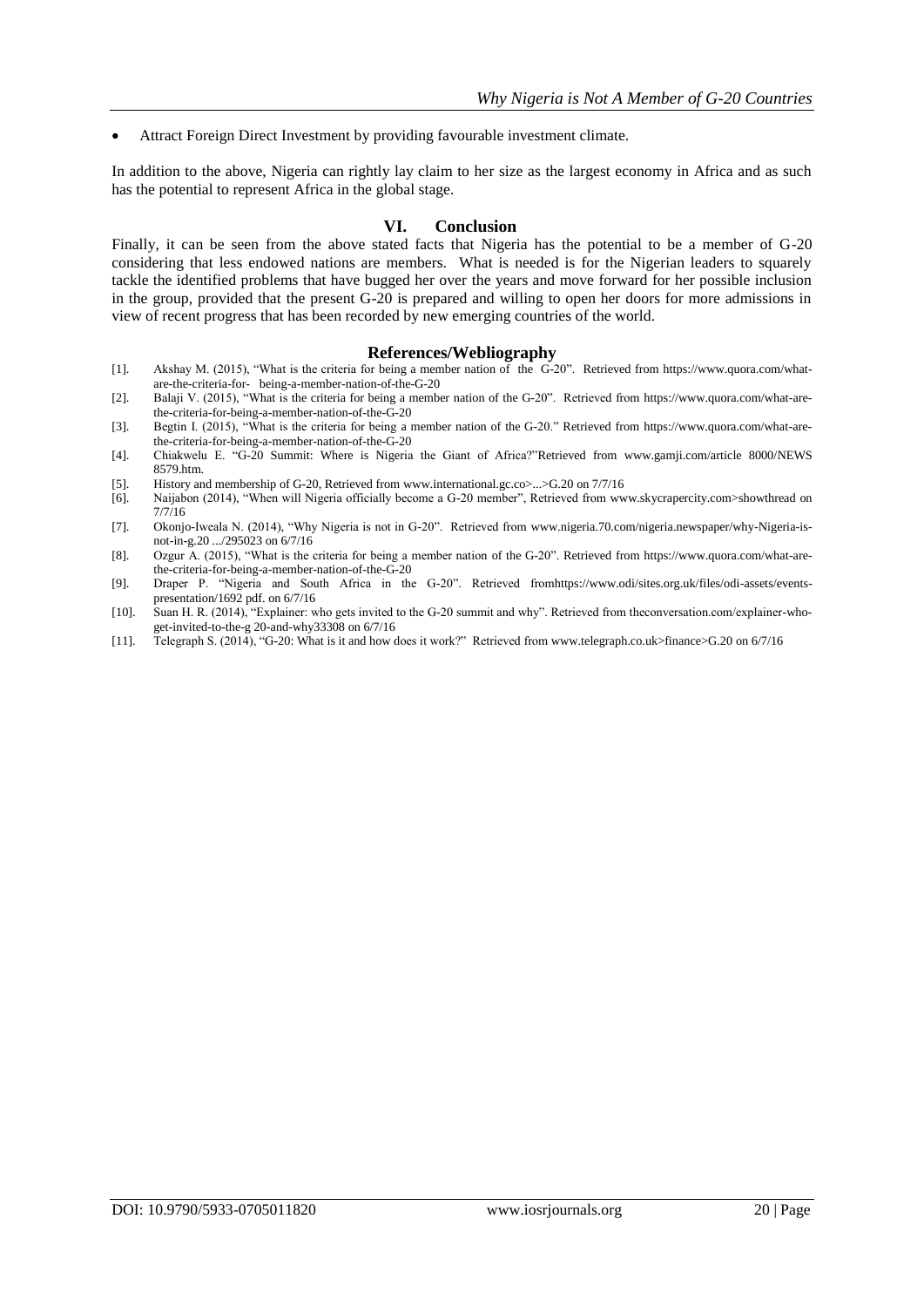- Attract Foreign Direct Investment by providing favourable investment climate.

In addition to the above, Nigeria can rightly lay claim to her size as the largest economy in Africa and as such has the potential to represent Africa in the global stage.

## VI. Conclusion

Finally, it can be seen from the above stated facts that Nigeria has the potential to be a member of G-20 considering that less endowed nations are members. What is needed is for the Nigerian leaders to squarely tackle the identified problems that have bugged her over the years and move forward for her possible inclusion in the group, provided that the present G-20 is prepared and willing to open her doors for more admissions in view of recent progress that has been recorded by new emerging countries of the world.

## References/Webliography

[1]. Akshay M. (2015), "What is the criteria for being a member nation of the G-20". Retrieved from https://www.quora.com/what-are-the-criteria-for- being-a-member-nation-of-the-G-20

[2]. Balaji V. (2015), "What is the criteria for being a member nation of the G-20". Retrieved from https://www.quora.com/what-are-the-criteria-for-being-a-member-nation-of-the-G-20

[3]. Begtin I. (2015), "What is the criteria for being a member nation of the G-20." Retrieved from https://www.quora.com/what-are-the-criteria-for-being-a-member-nation-of-the-G-20

[4]. Chiakwelu E. "G-20 Summit: Where is Nigeria the Giant of Africa?"Retrieved from www.gamji.com/article 8000/NEWS 8579.htm.

[5]. History and membership of G-20, Retrieved from www.international.gc.co>...>G.20 on 7/7/16

[6]. Naijabon (2014), "When will Nigeria officially become a G-20 member", Retrieved from www.skycrapercity.com>showthread on 7/7/16

[7]. Okonjo-Iweala N. (2014), "Why Nigeria is not in G-20". Retrieved from www.nigeria.70.com/nigeria.newspaper/why-Nigeria-is-not-in-g.20 .../295023 on 6/7/16

[8]. Ozgur A. (2015), "What is the criteria for being a member nation of the G-20". Retrieved from https://www.quora.com/what-are-the-criteria-for-being-a-member-nation-of-the-G-20

[9]. Draper P. "Nigeria and South Africa in the G-20". Retrieved fromhttps://www.odi/sites.org.uk/files/odi-assets/events-presentation/1692 pdf. on 6/7/16

[10]. Suan H. R. (2014), "Explainer: who gets invited to the G-20 summit and why". Retrieved from theconversation.com/explainer-who-get-invited-to-the-g 20-and-why33308 on 6/7/16

[11]. Telegraph S. (2014), "G-20: What is it and how does it work?" Retrieved from www.telegraph.co.uk>finance>G.20 on 6/7/16